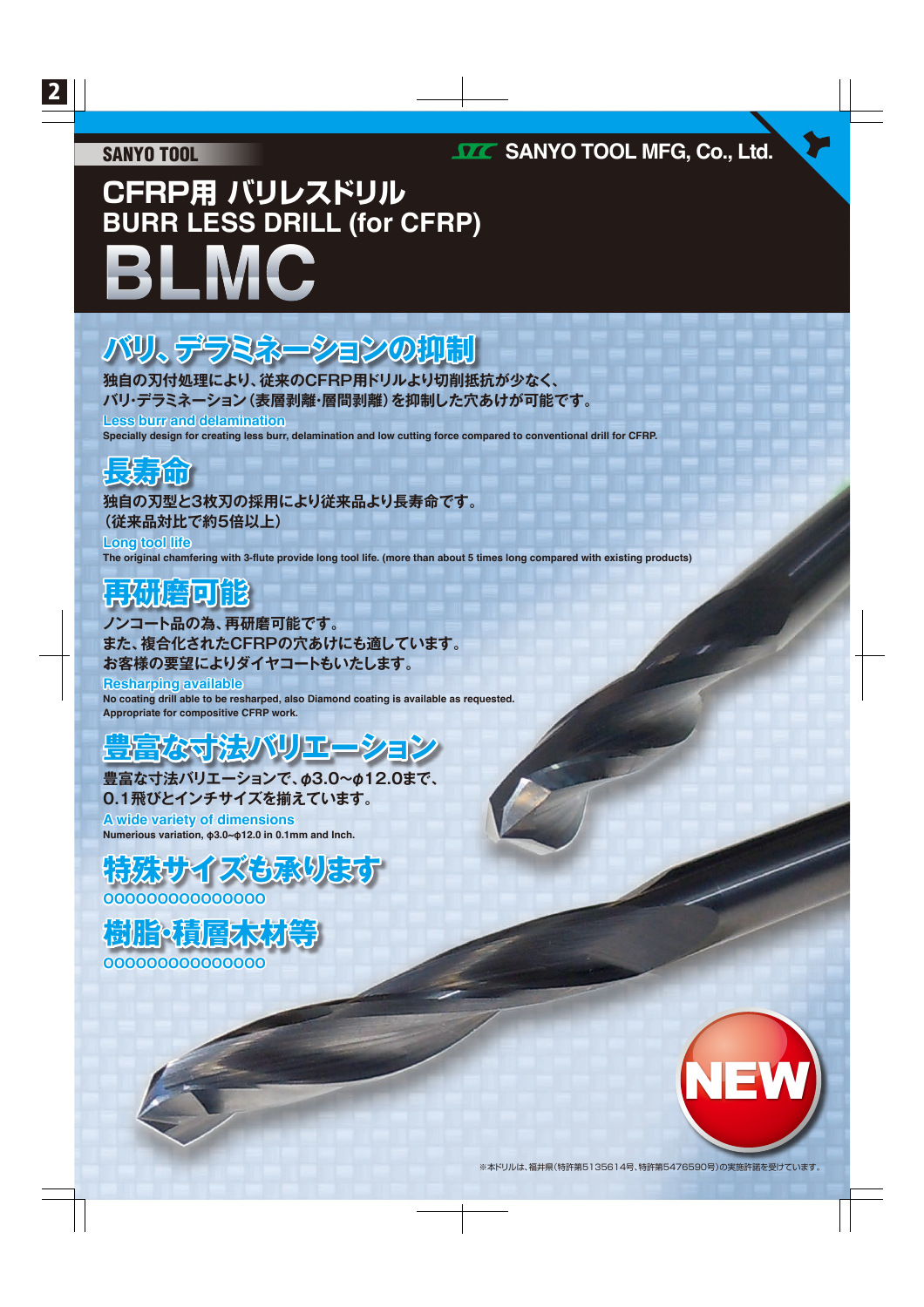SANYO TOOL

SANYO TOOL MFG, Co., Ltd.

# CFRP用 バリレスドリル
# BURR LESS DRILL (for CFRP)
# BLMC

## バリ、デラミネーションの抑制

独自の刃付処理により、従来のCFRP用ドリルより切削抵抗が少なく、
バリ･デラミネーション（表層剥離･層間剥離）を抑制した穴あけが可能です。

**Less burr and delamination**

Specially design for creating less burr, delamination and low cutting force compared to conventional drill for CFRP.

## 長寿命

独自の刃型と3枚刃の採用により従来品より長寿命です。
（従来品対比で約5倍以上）

**Long tool life**

The original chamfering with 3-flute provide long tool life. (more than about 5 times long compared with existing products)

## 再研磨可能

ノンコート品の為、再研磨可能です。
また、複合化されたCFRPの穴あけにも適しています。
お客様の要望によりダイヤコートもいたします。

**Resharping available**

No coating drill able to be resharped, also Diamond coating is available as requested.
Appropriate for compositive CFRP work.

## 豊富な寸法バリエーション

豊富な寸法バリエーションで、φ3.0~φ12.0まで、
0.1飛びとインチサイズを揃えています。

**A wide variety of dimensions**

Numerious variation, φ3.0~φ12.0 in 0.1mm and Inch.

## 特殊サイズも承ります

ooooooooooooooo

## 樹脂･積層木材等

ooooooooooooooo

NEW

※本ドリルは、福井県（特許第5135614号、特許第5476590号）の実施許諾を受けています。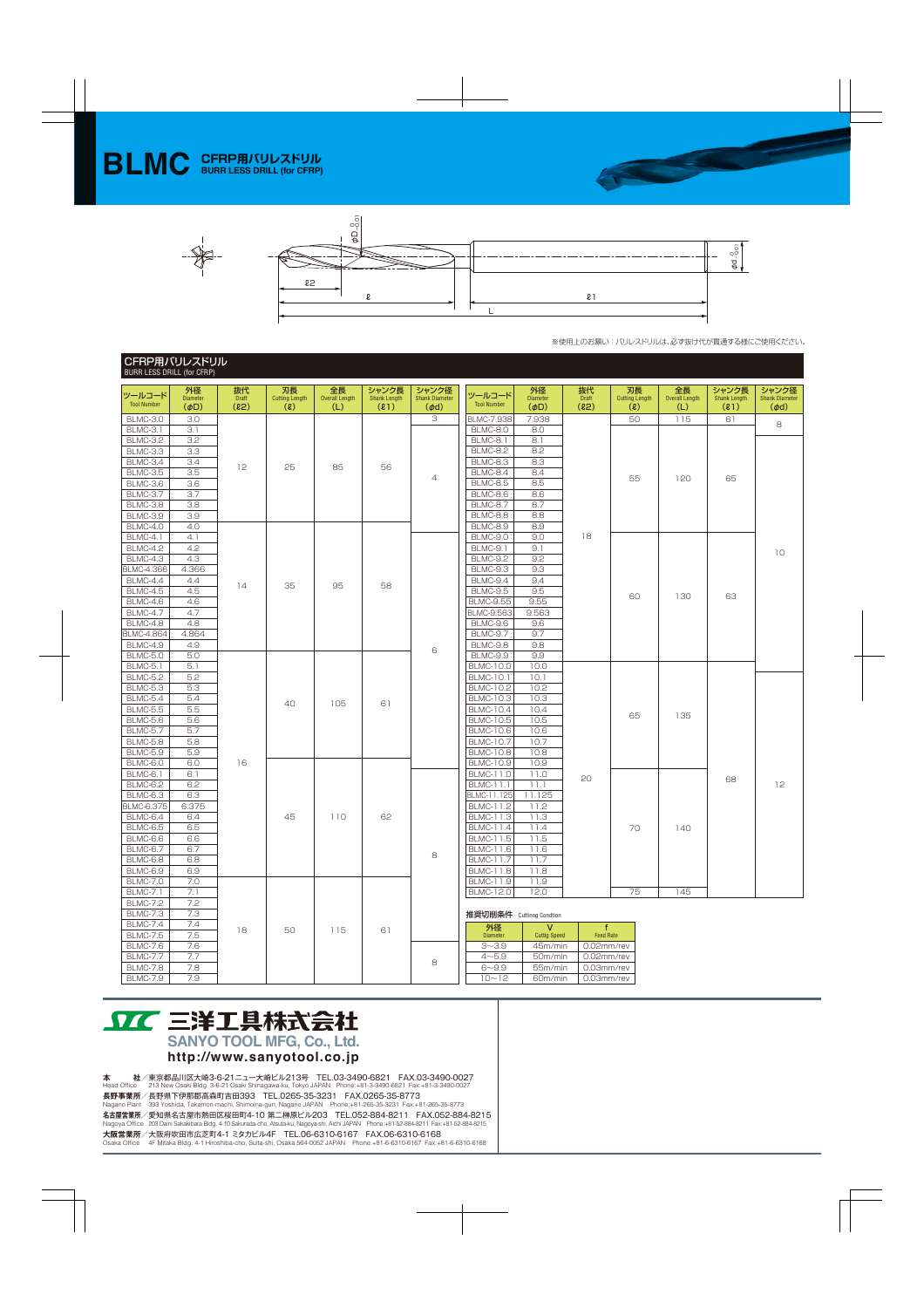# BLMC CFRP用バリレスドリル

BURR LESS DRILL (for CFRP)

φD $^{0}_{-0.01}$

φd $^{0}_{-0.01}$

ℓ2　ℓ　ℓ1　L

※使用上のお願い：バリレスドリルは、必ず抜け代が貫通する様にご使用ください。

## CFRP用バリレスドリル

BURR LESS DRILL (for CFRP)

| ツールコード Tool Number | 外径 Diameter (φD) | 抜代 Draft (ℓ2) | 刃長 Cutting Length (ℓ) | 全長 Overall Length (L) | シャンク長 Shank Length (ℓ1) | シャンク径 Shank Diameter (φd) |
|---|---|---|---|---|---|---|
| BLMC-3.0 | 3.0 | 12 | 25 | 85 | 56 | 3 |
| BLMC-3.1 | 3.1 | 12 | 25 | 85 | 56 | 4 |
| BLMC-3.2 | 3.2 | 12 | 25 | 85 | 56 | 4 |
| BLMC-3.3 | 3.3 | 12 | 25 | 85 | 56 | 4 |
| BLMC-3.4 | 3.4 | 12 | 25 | 85 | 56 | 4 |
| BLMC-3.5 | 3.5 | 12 | 25 | 85 | 56 | 4 |
| BLMC-3.6 | 3.6 | 12 | 25 | 85 | 56 | 4 |
| BLMC-3.7 | 3.7 | 12 | 25 | 85 | 56 | 4 |
| BLMC-3.8 | 3.8 | 12 | 25 | 85 | 56 | 4 |
| BLMC-3.9 | 3.9 | 12 | 25 | 85 | 56 | 4 |
| BLMC-4.0 | 4.0 | 14 | 35 | 95 | 58 | 6 |
| BLMC-4.1 | 4.1 | 14 | 35 | 95 | 58 | 6 |
| BLMC-4.2 | 4.2 | 14 | 35 | 95 | 58 | 6 |
| BLMC-4.3 | 4.3 | 14 | 35 | 95 | 58 | 6 |
| BLMC-4.366 | 4.366 | 14 | 35 | 95 | 58 | 6 |
| BLMC-4.4 | 4.4 | 14 | 35 | 95 | 58 | 6 |
| BLMC-4.5 | 4.5 | 14 | 35 | 95 | 58 | 6 |
| BLMC-4.6 | 4.6 | 14 | 35 | 95 | 58 | 6 |
| BLMC-4.7 | 4.7 | 14 | 35 | 95 | 58 | 6 |
| BLMC-4.8 | 4.8 | 14 | 35 | 95 | 58 | 6 |
| BLMC-4.864 | 4.864 | 14 | 35 | 95 | 58 | 6 |
| BLMC-4.9 | 4.9 | 14 | 35 | 95 | 58 | 6 |
| BLMC-5.0 | 5.0 | 16 | 40 | 105 | 61 | 6 |
| BLMC-5.1 | 5.1 | 16 | 40 | 105 | 61 | 6 |
| BLMC-5.2 | 5.2 | 16 | 40 | 105 | 61 | 6 |
| BLMC-5.3 | 5.3 | 16 | 40 | 105 | 61 | 6 |
| BLMC-5.4 | 5.4 | 16 | 40 | 105 | 61 | 6 |
| BLMC-5.5 | 5.5 | 16 | 40 | 105 | 61 | 6 |
| BLMC-5.6 | 5.6 | 16 | 40 | 105 | 61 | 6 |
| BLMC-5.7 | 5.7 | 16 | 40 | 105 | 61 | 6 |
| BLMC-5.8 | 5.8 | 16 | 40 | 105 | 61 | 6 |
| BLMC-5.9 | 5.9 | 16 | 40 | 105 | 61 | 6 |
| BLMC-6.0 | 6.0 | 16 | 45 | 110 | 62 | 8 |
| BLMC-6.1 | 6.1 | 16 | 45 | 110 | 62 | 8 |
| BLMC-6.2 | 6.2 | 16 | 45 | 110 | 62 | 8 |
| BLMC-6.3 | 6.3 | 16 | 45 | 110 | 62 | 8 |
| BLMC-6.375 | 6.375 | 16 | 45 | 110 | 62 | 8 |
| BLMC-6.4 | 6.4 | 16 | 45 | 110 | 62 | 8 |
| BLMC-6.5 | 6.5 | 16 | 45 | 110 | 62 | 8 |
| BLMC-6.6 | 6.6 | 16 | 45 | 110 | 62 | 8 |
| BLMC-6.7 | 6.7 | 16 | 45 | 110 | 62 | 8 |
| BLMC-6.8 | 6.8 | 16 | 45 | 110 | 62 | 8 |
| BLMC-6.9 | 6.9 | 16 | 45 | 110 | 62 | 8 |
| BLMC-7.0 | 7.0 | 18 | 50 | 115 | 61 | 8 |
| BLMC-7.1 | 7.1 | 18 | 50 | 115 | 61 | 8 |
| BLMC-7.2 | 7.2 | 18 | 50 | 115 | 61 | 8 |
| BLMC-7.3 | 7.3 | 18 | 50 | 115 | 61 | 8 |
| BLMC-7.4 | 7.4 | 18 | 50 | 115 | 61 | 8 |
| BLMC-7.5 | 7.5 | 18 | 50 | 115 | 61 | 8 |
| BLMC-7.6 | 7.6 | 18 | 50 | 115 | 61 | 8 |
| BLMC-7.7 | 7.7 | 18 | 50 | 115 | 61 | 8 |
| BLMC-7.8 | 7.8 | 18 | 50 | 115 | 61 | 8 |
| BLMC-7.9 | 7.9 | 18 | 50 | 115 | 61 | 8 |
| BLMC-7.938 | 7.938 | 18 | 50 | 115 | 61 | 8 |
| BLMC-8.0 | 8.0 | 18 | 55 | 120 | 65 | 10 |
| BLMC-8.1 | 8.1 | 18 | 55 | 120 | 65 | 10 |
| BLMC-8.2 | 8.2 | 18 | 55 | 120 | 65 | 10 |
| BLMC-8.3 | 8.3 | 18 | 55 | 120 | 65 | 10 |
| BLMC-8.4 | 8.4 | 18 | 55 | 120 | 65 | 10 |
| BLMC-8.5 | 8.5 | 18 | 55 | 120 | 65 | 10 |
| BLMC-8.6 | 8.6 | 18 | 55 | 120 | 65 | 10 |
| BLMC-8.7 | 8.7 | 18 | 55 | 120 | 65 | 10 |
| BLMC-8.8 | 8.8 | 18 | 55 | 120 | 65 | 10 |
| BLMC-8.9 | 8.9 | 18 | 55 | 120 | 65 | 10 |
| BLMC-9.0 | 9.0 | 18 | 60 | 130 | 63 | 10 |
| BLMC-9.1 | 9.1 | 18 | 60 | 130 | 63 | 10 |
| BLMC-9.2 | 9.2 | 18 | 60 | 130 | 63 | 10 |
| BLMC-9.3 | 9.3 | 18 | 60 | 130 | 63 | 10 |
| BLMC-9.4 | 9.4 | 18 | 60 | 130 | 63 | 10 |
| BLMC-9.5 | 9.5 | 18 | 60 | 130 | 63 | 10 |
| BLMC-9.55 | 9.55 | 18 | 60 | 130 | 63 | 10 |
| BLMC-9.563 | 9.563 | 18 | 60 | 130 | 63 | 10 |
| BLMC-9.6 | 9.6 | 18 | 60 | 130 | 63 | 10 |
| BLMC-9.7 | 9.7 | 18 | 60 | 130 | 63 | 10 |
| BLMC-9.8 | 9.8 | 18 | 60 | 130 | 63 | 10 |
| BLMC-9.9 | 9.9 | 18 | 60 | 130 | 63 | 10 |
| BLMC-10.0 | 10.0 | 20 | 65 | 135 | 68 | 12 |
| BLMC-10.1 | 10.1 | 20 | 65 | 135 | 68 | 12 |
| BLMC-10.2 | 10.2 | 20 | 65 | 135 | 68 | 12 |
| BLMC-10.3 | 10.3 | 20 | 65 | 135 | 68 | 12 |
| BLMC-10.4 | 10.4 | 20 | 65 | 135 | 68 | 12 |
| BLMC-10.5 | 10.5 | 20 | 65 | 135 | 68 | 12 |
| BLMC-10.6 | 10.6 | 20 | 65 | 135 | 68 | 12 |
| BLMC-10.7 | 10.7 | 20 | 65 | 135 | 68 | 12 |
| BLMC-10.8 | 10.8 | 20 | 65 | 135 | 68 | 12 |
| BLMC-10.9 | 10.9 | 20 | 65 | 135 | 68 | 12 |
| BLMC-11.0 | 11.0 | 20 | 70 | 140 | 68 | 12 |
| BLMC-11.1 | 11.1 | 20 | 70 | 140 | 68 | 12 |
| BLMC-11.125 | 11.125 | 20 | 70 | 140 | 68 | 12 |
| BLMC-11.2 | 11.2 | 20 | 70 | 140 | 68 | 12 |
| BLMC-11.3 | 11.3 | 20 | 70 | 140 | 68 | 12 |
| BLMC-11.4 | 11.4 | 20 | 70 | 140 | 68 | 12 |
| BLMC-11.5 | 11.5 | 20 | 70 | 140 | 68 | 12 |
| BLMC-11.6 | 11.6 | 20 | 70 | 140 | 68 | 12 |
| BLMC-11.7 | 11.7 | 20 | 70 | 140 | 68 | 12 |
| BLMC-11.8 | 11.8 | 20 | 70 | 140 | 68 | 12 |
| BLMC-11.9 | 11.9 | 20 | 70 | 140 | 68 | 12 |
| BLMC-12.0 | 12.0 | 20 | 75 | 145 | 68 | 12 |

### 推奨切削条件 Cutting Condition

| 外径 Diameter | V Cuttig Speed | f Feed Rate |
|---|---|---|
| 3～3.9 | 45m/min | 0.02mm/rev |
| 4～5.9 | 50m/min | 0.02mm/rev |
| 6～9.9 | 55m/min | 0.03mm/rev |
| 10～12 | 60m/min | 0.03mm/rev |

**三洋工具株式会社**
**SANYO TOOL MFG, Co., Ltd.**
**http://www.sanyotool.co.jp**

**本　社**／東京都品川区大崎3-6-21ニュー大崎ビル213号　TEL.03-3490-6821　FAX.03-3490-0027
Head Office　213 New Osaki Bldg. 3-6-21 Osaki Shinagawa-ku, Tokyo JAPAN　Phone:+81-3-3490-6821 Fax:+81-3-3490-0027

**長野事業所**／長野県下伊那郡高森町吉田393　TEL.0265-35-3231　FAX.0265-35-8773
Nagano Plant　393 Yoshida, Takamori-machi, Shimoina-gun, Nagano JAPAN　Phone:+81-265-35-3231 Fax:+81-265-35-8773

**名古屋営業所**／愛知県名古屋市熱田区桜田町4-10 第二榊原ビル203　TEL.052-884-8211　FAX.052-884-8215
Nagoya Office　203 Dani Sakakibara Bldg. 4-10 Sakurada-cho, Atsuta-ku, Nagoya-shi, Aichi JAPAN　Phone:+81-52-884-8211 Fax:+81-52-884-8215

**大阪営業所**／大阪府吹田市広芝町4-1 ミタカビル4F　TEL.06-6310-6167　FAX.06-6310-6168
Osaka Office　4F Mitaka Bldg. 4-1 Hiroshiba-cho, Suita-shi, Osaka 564-0052 JAPAN　Phone:+81-6-6310-6167 Fax:+81-6-6310-6168